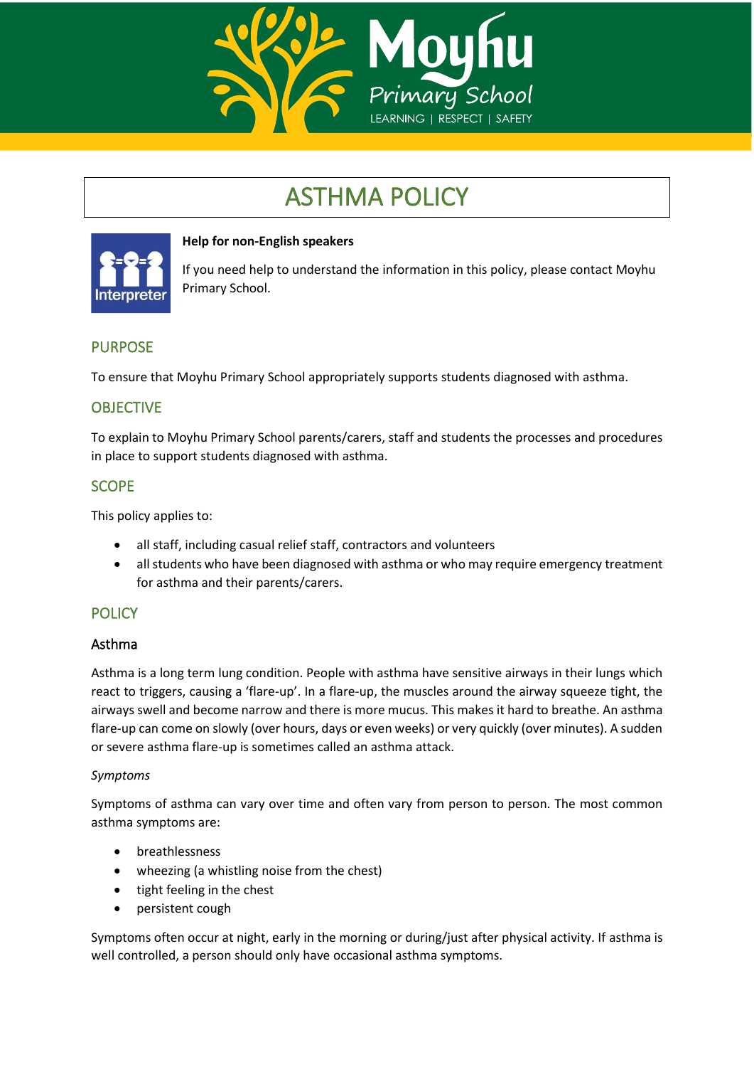# Moyhu Primary School

LEARNING | RESPECT | SAFETY

# ASTHMA POLICY

**Help for non-English speakers**

If you need help to understand the information in this policy, please contact Moyhu Primary School.

## PURPOSE

To ensure that Moyhu Primary School appropriately supports students diagnosed with asthma.

## OBJECTIVE

To explain to Moyhu Primary School parents/carers, staff and students the processes and procedures in place to support students diagnosed with asthma.

## SCOPE

This policy applies to:

- all staff, including casual relief staff, contractors and volunteers
- all students who have been diagnosed with asthma or who may require emergency treatment for asthma and their parents/carers.

## POLICY

### Asthma

Asthma is a long term lung condition. People with asthma have sensitive airways in their lungs which react to triggers, causing a 'flare-up'. In a flare-up, the muscles around the airway squeeze tight, the airways swell and become narrow and there is more mucus. This makes it hard to breathe. An asthma flare-up can come on slowly (over hours, days or even weeks) or very quickly (over minutes). A sudden or severe asthma flare-up is sometimes called an asthma attack.

*Symptoms*

Symptoms of asthma can vary over time and often vary from person to person. The most common asthma symptoms are:

- breathlessness
- wheezing (a whistling noise from the chest)
- tight feeling in the chest
- persistent cough

Symptoms often occur at night, early in the morning or during/just after physical activity. If asthma is well controlled, a person should only have occasional asthma symptoms.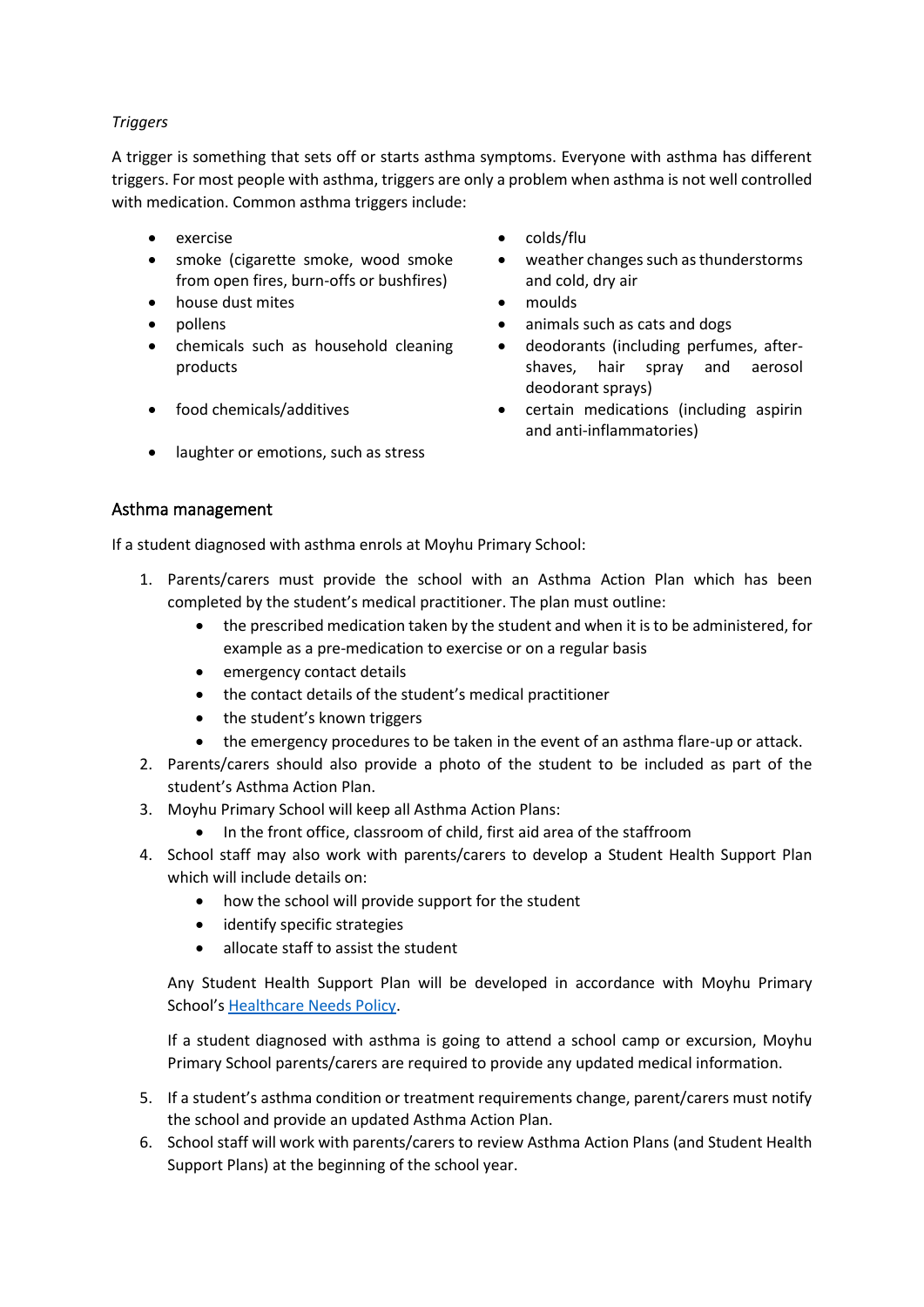*Triggers*

A trigger is something that sets off or starts asthma symptoms. Everyone with asthma has different triggers. For most people with asthma, triggers are only a problem when asthma is not well controlled with medication. Common asthma triggers include:

- exercise
- smoke (cigarette smoke, wood smoke from open fires, burn-offs or bushfires)
- house dust mites
- pollens
- chemicals such as household cleaning products
- food chemicals/additives
- laughter or emotions, such as stress
- colds/flu
- weather changes such as thunderstorms and cold, dry air
- moulds
- animals such as cats and dogs
- deodorants (including perfumes, after-shaves, hair spray and aerosol deodorant sprays)
- certain medications (including aspirin and anti-inflammatories)

## Asthma management

If a student diagnosed with asthma enrols at Moyhu Primary School:

1. Parents/carers must provide the school with an Asthma Action Plan which has been completed by the student's medical practitioner. The plan must outline:
    - the prescribed medication taken by the student and when it is to be administered, for example as a pre-medication to exercise or on a regular basis
    - emergency contact details
    - the contact details of the student's medical practitioner
    - the student's known triggers
    - the emergency procedures to be taken in the event of an asthma flare-up or attack.
2. Parents/carers should also provide a photo of the student to be included as part of the student's Asthma Action Plan.
3. Moyhu Primary School will keep all Asthma Action Plans:
    - In the front office, classroom of child, first aid area of the staffroom
4. School staff may also work with parents/carers to develop a Student Health Support Plan which will include details on:
    - how the school will provide support for the student
    - identify specific strategies
    - allocate staff to assist the student

    Any Student Health Support Plan will be developed in accordance with Moyhu Primary School's Healthcare Needs Policy.

    If a student diagnosed with asthma is going to attend a school camp or excursion, Moyhu Primary School parents/carers are required to provide any updated medical information.
5. If a student's asthma condition or treatment requirements change, parent/carers must notify the school and provide an updated Asthma Action Plan.
6. School staff will work with parents/carers to review Asthma Action Plans (and Student Health Support Plans) at the beginning of the school year.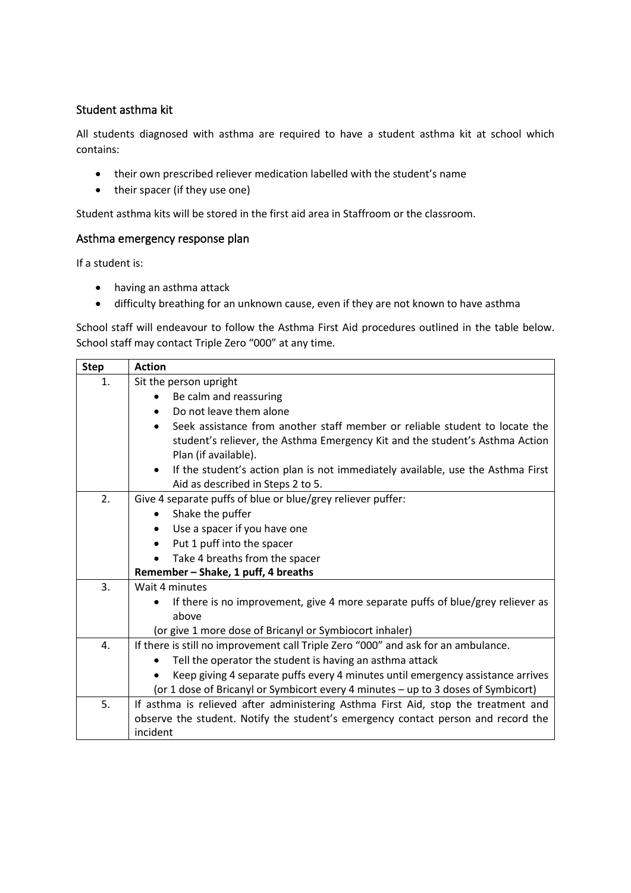## Student asthma kit

All students diagnosed with asthma are required to have a student asthma kit at school which contains:

- their own prescribed reliever medication labelled with the student's name
- their spacer (if they use one)

Student asthma kits will be stored in the first aid area in Staffroom or the classroom.

## Asthma emergency response plan

If a student is:

- having an asthma attack
- difficulty breathing for an unknown cause, even if they are not known to have asthma

School staff will endeavour to follow the Asthma First Aid procedures outlined in the table below. School staff may contact Triple Zero "000" at any time.

| Step | Action |
|---|---|
| 1. | Sit the person upright<br>• Be calm and reassuring<br>• Do not leave them alone<br>• Seek assistance from another staff member or reliable student to locate the student's reliever, the Asthma Emergency Kit and the student's Asthma Action Plan (if available).<br>• If the student's action plan is not immediately available, use the Asthma First Aid as described in Steps 2 to 5. |
| 2. | Give 4 separate puffs of blue or blue/grey reliever puffer:<br>• Shake the puffer<br>• Use a spacer if you have one<br>• Put 1 puff into the spacer<br>• Take 4 breaths from the spacer<br>**Remember – Shake, 1 puff, 4 breaths** |
| 3. | Wait 4 minutes<br>• If there is no improvement, give 4 more separate puffs of blue/grey reliever as above<br>(or give 1 more dose of Bricanyl or Symbiocort inhaler) |
| 4. | If there is still no improvement call Triple Zero "000" and ask for an ambulance.<br>• Tell the operator the student is having an asthma attack<br>• Keep giving 4 separate puffs every 4 minutes until emergency assistance arrives<br>(or 1 dose of Bricanyl or Symbicort every 4 minutes – up to 3 doses of Symbicort) |
| 5. | If asthma is relieved after administering Asthma First Aid, stop the treatment and observe the student. Notify the student's emergency contact person and record the incident |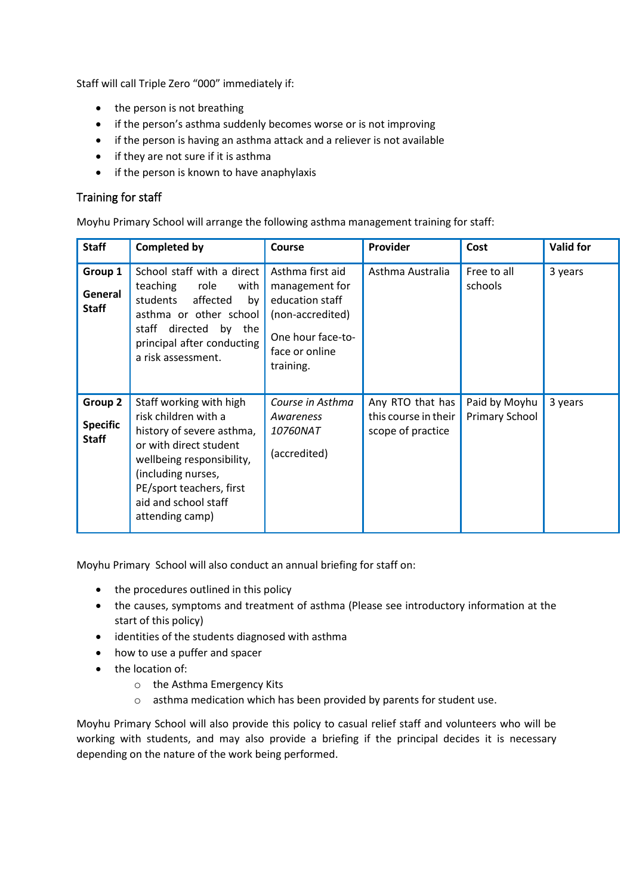Staff will call Triple Zero "000" immediately if:

- the person is not breathing
- if the person's asthma suddenly becomes worse or is not improving
- if the person is having an asthma attack and a reliever is not available
- if they are not sure if it is asthma
- if the person is known to have anaphylaxis

## Training for staff

Moyhu Primary School will arrange the following asthma management training for staff:

| Staff | Completed by | Course | Provider | Cost | Valid for |
|---|---|---|---|---|---|
| **Group 1** **General Staff** | School staff with a direct teaching role with students affected by asthma or other school staff directed by the principal after conducting a risk assessment. | Asthma first aid management for education staff (non-accredited) One hour face-to-face or online training. | Asthma Australia | Free to all schools | 3 years |
| **Group 2** **Specific Staff** | Staff working with high risk children with a history of severe asthma, or with direct student wellbeing responsibility, (including nurses, PE/sport teachers, first aid and school staff attending camp) | *Course in Asthma Awareness 10760NAT* (accredited) | Any RTO that has this course in their scope of practice | Paid by Moyhu Primary School | 3 years |

Moyhu Primary School will also conduct an annual briefing for staff on:

- the procedures outlined in this policy
- the causes, symptoms and treatment of asthma (Please see introductory information at the start of this policy)
- identities of the students diagnosed with asthma
- how to use a puffer and spacer
- the location of:
  - the Asthma Emergency Kits
  - asthma medication which has been provided by parents for student use.

Moyhu Primary School will also provide this policy to casual relief staff and volunteers who will be working with students, and may also provide a briefing if the principal decides it is necessary depending on the nature of the work being performed.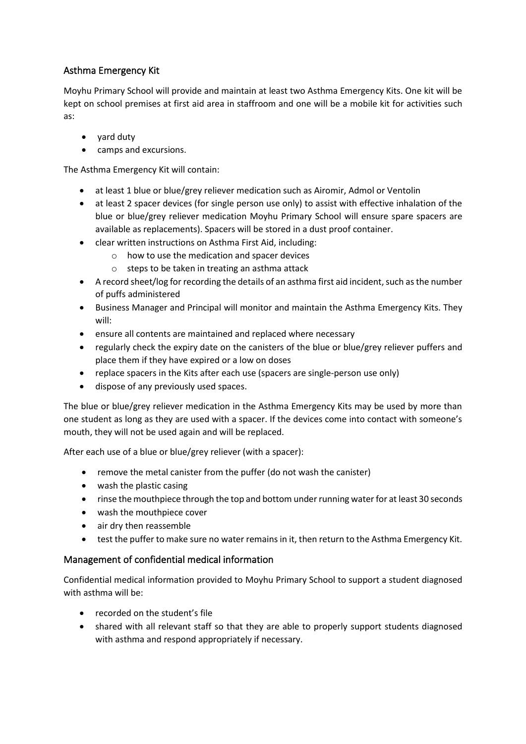## Asthma Emergency Kit

Moyhu Primary School will provide and maintain at least two Asthma Emergency Kits. One kit will be kept on school premises at first aid area in staffroom and one will be a mobile kit for activities such as:

- yard duty
- camps and excursions.

The Asthma Emergency Kit will contain:

- at least 1 blue or blue/grey reliever medication such as Airomir, Admol or Ventolin
- at least 2 spacer devices (for single person use only) to assist with effective inhalation of the blue or blue/grey reliever medication Moyhu Primary School will ensure spare spacers are available as replacements). Spacers will be stored in a dust proof container.
- clear written instructions on Asthma First Aid, including:
  - how to use the medication and spacer devices
  - steps to be taken in treating an asthma attack
- A record sheet/log for recording the details of an asthma first aid incident, such as the number of puffs administered
- Business Manager and Principal will monitor and maintain the Asthma Emergency Kits. They will:
- ensure all contents are maintained and replaced where necessary
- regularly check the expiry date on the canisters of the blue or blue/grey reliever puffers and place them if they have expired or a low on doses
- replace spacers in the Kits after each use (spacers are single-person use only)
- dispose of any previously used spaces.

The blue or blue/grey reliever medication in the Asthma Emergency Kits may be used by more than one student as long as they are used with a spacer. If the devices come into contact with someone's mouth, they will not be used again and will be replaced.

After each use of a blue or blue/grey reliever (with a spacer):

- remove the metal canister from the puffer (do not wash the canister)
- wash the plastic casing
- rinse the mouthpiece through the top and bottom under running water for at least 30 seconds
- wash the mouthpiece cover
- air dry then reassemble
- test the puffer to make sure no water remains in it, then return to the Asthma Emergency Kit.

## Management of confidential medical information

Confidential medical information provided to Moyhu Primary School to support a student diagnosed with asthma will be:

- recorded on the student's file
- shared with all relevant staff so that they are able to properly support students diagnosed with asthma and respond appropriately if necessary.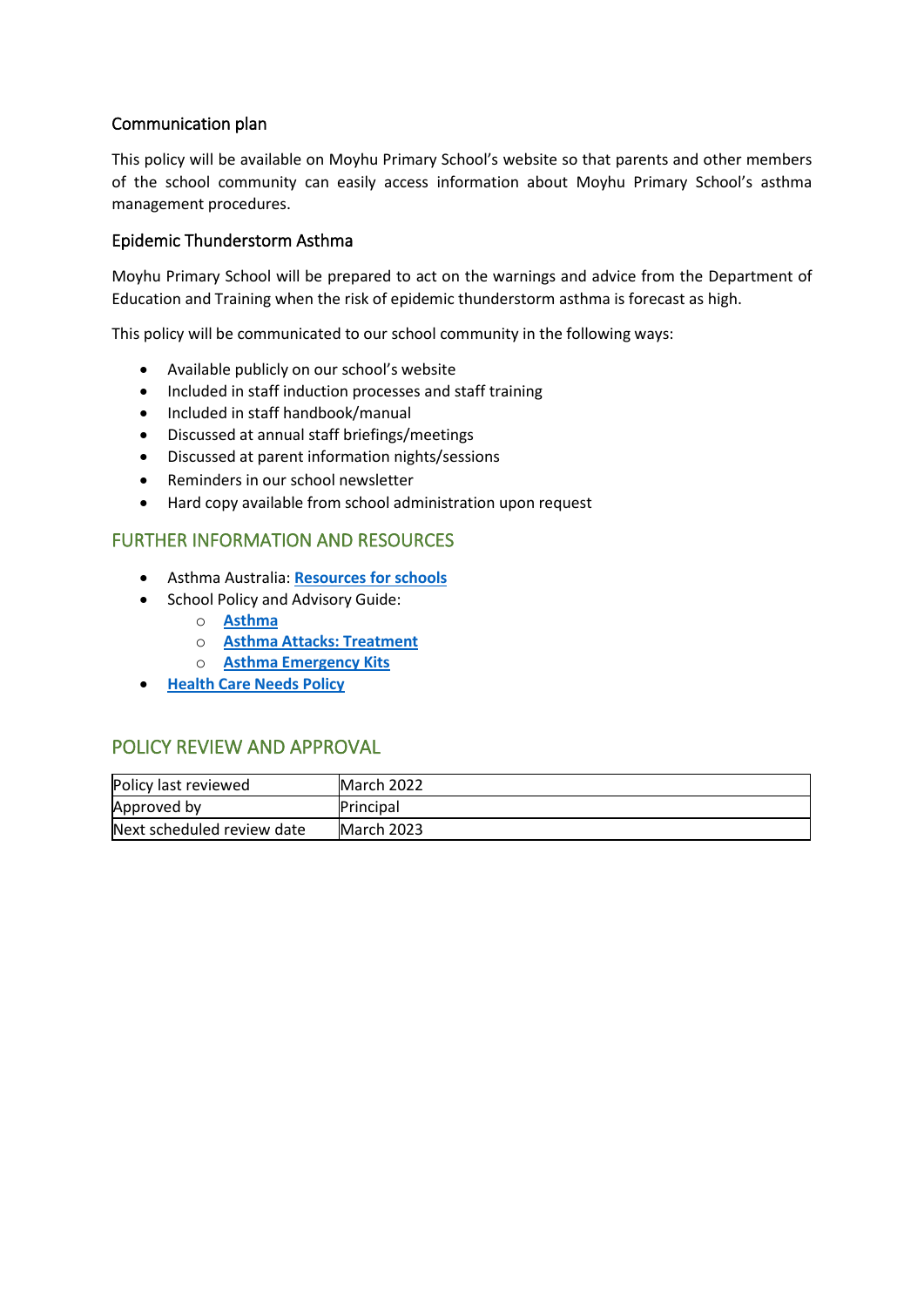### Communication plan

This policy will be available on Moyhu Primary School's website so that parents and other members of the school community can easily access information about Moyhu Primary School's asthma management procedures.

### Epidemic Thunderstorm Asthma

Moyhu Primary School will be prepared to act on the warnings and advice from the Department of Education and Training when the risk of epidemic thunderstorm asthma is forecast as high.

This policy will be communicated to our school community in the following ways:

- Available publicly on our school's website
- Included in staff induction processes and staff training
- Included in staff handbook/manual
- Discussed at annual staff briefings/meetings
- Discussed at parent information nights/sessions
- Reminders in our school newsletter
- Hard copy available from school administration upon request

## FURTHER INFORMATION AND RESOURCES

- Asthma Australia: **Resources for schools**
- School Policy and Advisory Guide:
  - **Asthma**
  - **Asthma Attacks: Treatment**
  - **Asthma Emergency Kits**
- **Health Care Needs Policy**

## POLICY REVIEW AND APPROVAL

| | |
|---|---|
| Policy last reviewed | March 2022 |
| Approved by | Principal |
| Next scheduled review date | March 2023 |